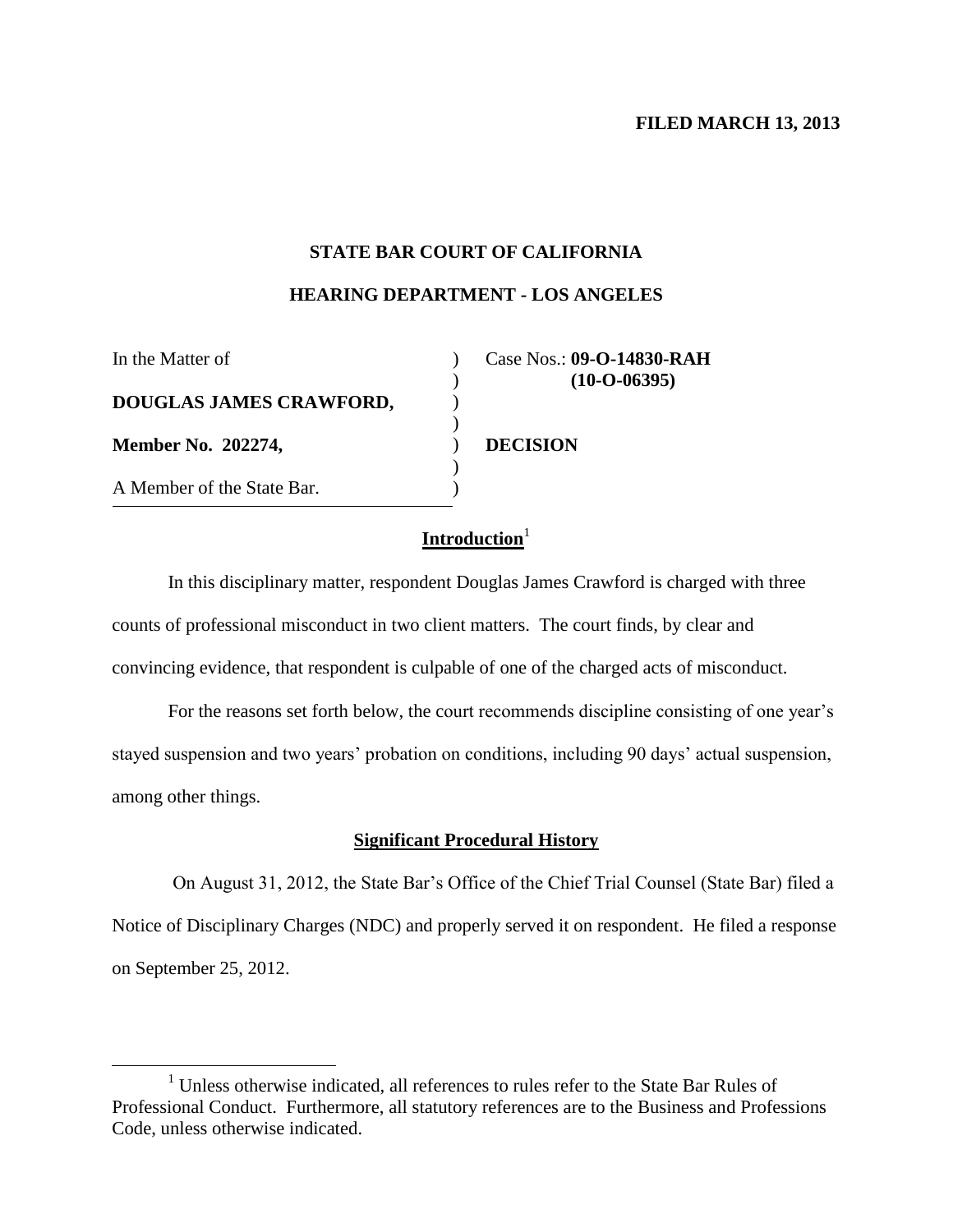**FILED MARCH 13, 2013**

**STATE BAR COURT OF CALIFORNIA**

**HEARING DEPARTMENT - LOS ANGELES**

| | | |
|---|---|---|
| In the Matter of | ) | Case Nos.: **09-O-14830-RAH** |
| | ) | **(10-O-06395)** |
| **DOUGLAS JAMES CRAWFORD,** | ) | |
| | ) | |
| **Member No. 202274,** | ) | **DECISION** |
| | ) | |
| A Member of the State Bar. | ) | |

## Introduction[1]

In this disciplinary matter, respondent Douglas James Crawford is charged with three counts of professional misconduct in two client matters. The court finds, by clear and convincing evidence, that respondent is culpable of one of the charged acts of misconduct.

For the reasons set forth below, the court recommends discipline consisting of one year's stayed suspension and two years' probation on conditions, including 90 days' actual suspension, among other things.

## Significant Procedural History

On August 31, 2012, the State Bar's Office of the Chief Trial Counsel (State Bar) filed a Notice of Disciplinary Charges (NDC) and properly served it on respondent. He filed a response on September 25, 2012.

---

[1] Unless otherwise indicated, all references to rules refer to the State Bar Rules of Professional Conduct. Furthermore, all statutory references are to the Business and Professions Code, unless otherwise indicated.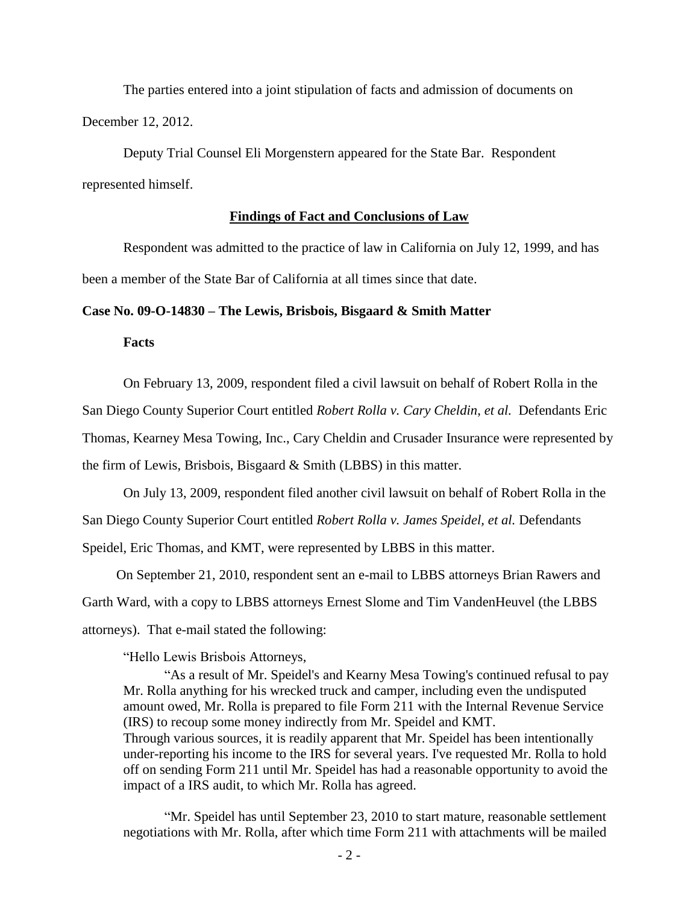The parties entered into a joint stipulation of facts and admission of documents on December 12, 2012.

Deputy Trial Counsel Eli Morgenstern appeared for the State Bar. Respondent represented himself.

## Findings of Fact and Conclusions of Law

Respondent was admitted to the practice of law in California on July 12, 1999, and has been a member of the State Bar of California at all times since that date.

### Case No. 09-O-14830 – The Lewis, Brisbois, Bisgaard & Smith Matter

#### Facts

On February 13, 2009, respondent filed a civil lawsuit on behalf of Robert Rolla in the San Diego County Superior Court entitled *Robert Rolla v. Cary Cheldin, et al.* Defendants Eric Thomas, Kearney Mesa Towing, Inc., Cary Cheldin and Crusader Insurance were represented by the firm of Lewis, Brisbois, Bisgaard & Smith (LBBS) in this matter.

On July 13, 2009, respondent filed another civil lawsuit on behalf of Robert Rolla in the San Diego County Superior Court entitled *Robert Rolla v. James Speidel, et al.* Defendants Speidel, Eric Thomas, and KMT, were represented by LBBS in this matter.

On September 21, 2010, respondent sent an e-mail to LBBS attorneys Brian Rawers and Garth Ward, with a copy to LBBS attorneys Ernest Slome and Tim VandenHeuvel (the LBBS attorneys). That e-mail stated the following:

> "Hello Lewis Brisbois Attorneys,
>
> "As a result of Mr. Speidel's and Kearny Mesa Towing's continued refusal to pay Mr. Rolla anything for his wrecked truck and camper, including even the undisputed amount owed, Mr. Rolla is prepared to file Form 211 with the Internal Revenue Service (IRS) to recoup some money indirectly from Mr. Speidel and KMT. Through various sources, it is readily apparent that Mr. Speidel has been intentionally under-reporting his income to the IRS for several years. I've requested Mr. Rolla to hold off on sending Form 211 until Mr. Speidel has had a reasonable opportunity to avoid the impact of a IRS audit, to which Mr. Rolla has agreed.
>
> "Mr. Speidel has until September 23, 2010 to start mature, reasonable settlement negotiations with Mr. Rolla, after which time Form 211 with attachments will be mailed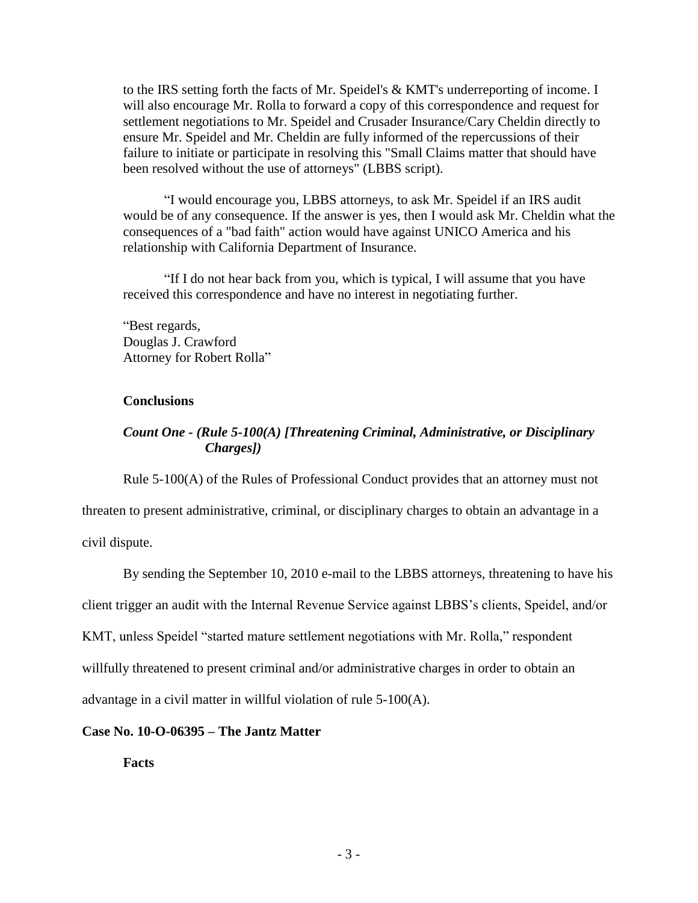to the IRS setting forth the facts of Mr. Speidel's & KMT's underreporting of income. I will also encourage Mr. Rolla to forward a copy of this correspondence and request for settlement negotiations to Mr. Speidel and Crusader Insurance/Cary Cheldin directly to ensure Mr. Speidel and Mr. Cheldin are fully informed of the repercussions of their failure to initiate or participate in resolving this "Small Claims matter that should have been resolved without the use of attorneys" (LBBS script).

"I would encourage you, LBBS attorneys, to ask Mr. Speidel if an IRS audit would be of any consequence. If the answer is yes, then I would ask Mr. Cheldin what the consequences of a "bad faith" action would have against UNICO America and his relationship with California Department of Insurance.

"If I do not hear back from you, which is typical, I will assume that you have received this correspondence and have no interest in negotiating further.

"Best regards,
Douglas J. Crawford
Attorney for Robert Rolla"

**Conclusions**

***Count One - (Rule 5-100(A) [Threatening Criminal, Administrative, or Disciplinary Charges])***

Rule 5-100(A) of the Rules of Professional Conduct provides that an attorney must not threaten to present administrative, criminal, or disciplinary charges to obtain an advantage in a civil dispute.

By sending the September 10, 2010 e-mail to the LBBS attorneys, threatening to have his client trigger an audit with the Internal Revenue Service against LBBS's clients, Speidel, and/or KMT, unless Speidel "started mature settlement negotiations with Mr. Rolla," respondent willfully threatened to present criminal and/or administrative charges in order to obtain an advantage in a civil matter in willful violation of rule 5-100(A).

## Case No. 10-O-06395 – The Jantz Matter

**Facts**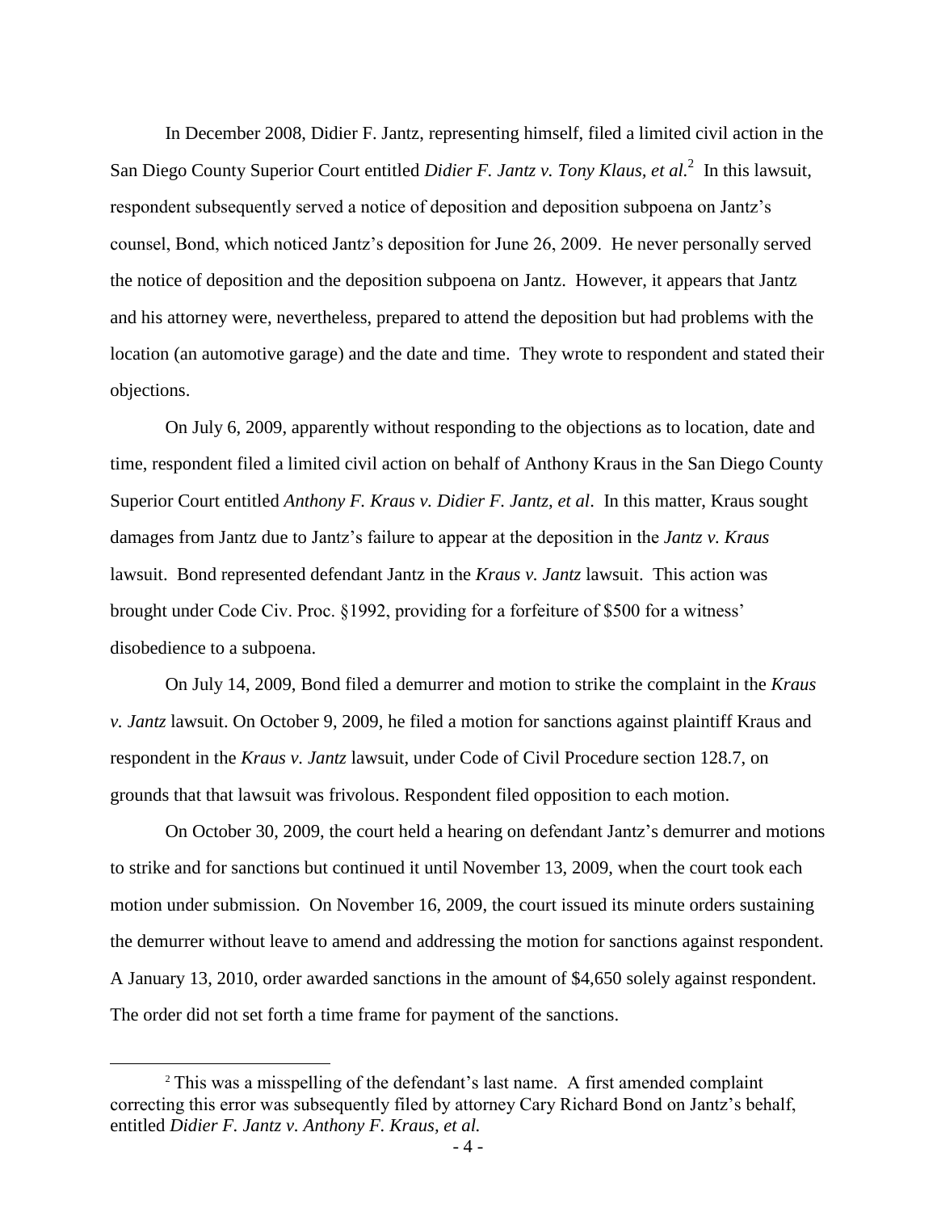In December 2008, Didier F. Jantz, representing himself, filed a limited civil action in the San Diego County Superior Court entitled *Didier F. Jantz v. Tony Klaus, et al.*[2] In this lawsuit, respondent subsequently served a notice of deposition and deposition subpoena on Jantz's counsel, Bond, which noticed Jantz's deposition for June 26, 2009. He never personally served the notice of deposition and the deposition subpoena on Jantz. However, it appears that Jantz and his attorney were, nevertheless, prepared to attend the deposition but had problems with the location (an automotive garage) and the date and time. They wrote to respondent and stated their objections.

On July 6, 2009, apparently without responding to the objections as to location, date and time, respondent filed a limited civil action on behalf of Anthony Kraus in the San Diego County Superior Court entitled *Anthony F. Kraus v. Didier F. Jantz, et al*. In this matter, Kraus sought damages from Jantz due to Jantz's failure to appear at the deposition in the *Jantz v. Kraus* lawsuit. Bond represented defendant Jantz in the *Kraus v. Jantz* lawsuit. This action was brought under Code Civ. Proc. §1992, providing for a forfeiture of $500 for a witness' disobedience to a subpoena.

On July 14, 2009, Bond filed a demurrer and motion to strike the complaint in the *Kraus v. Jantz* lawsuit. On October 9, 2009, he filed a motion for sanctions against plaintiff Kraus and respondent in the *Kraus v. Jantz* lawsuit, under Code of Civil Procedure section 128.7, on grounds that that lawsuit was frivolous. Respondent filed opposition to each motion.

On October 30, 2009, the court held a hearing on defendant Jantz's demurrer and motions to strike and for sanctions but continued it until November 13, 2009, when the court took each motion under submission. On November 16, 2009, the court issued its minute orders sustaining the demurrer without leave to amend and addressing the motion for sanctions against respondent. A January 13, 2010, order awarded sanctions in the amount of $4,650 solely against respondent. The order did not set forth a time frame for payment of the sanctions.

---

[2] This was a misspelling of the defendant's last name. A first amended complaint correcting this error was subsequently filed by attorney Cary Richard Bond on Jantz's behalf, entitled *Didier F. Jantz v. Anthony F. Kraus, et al.*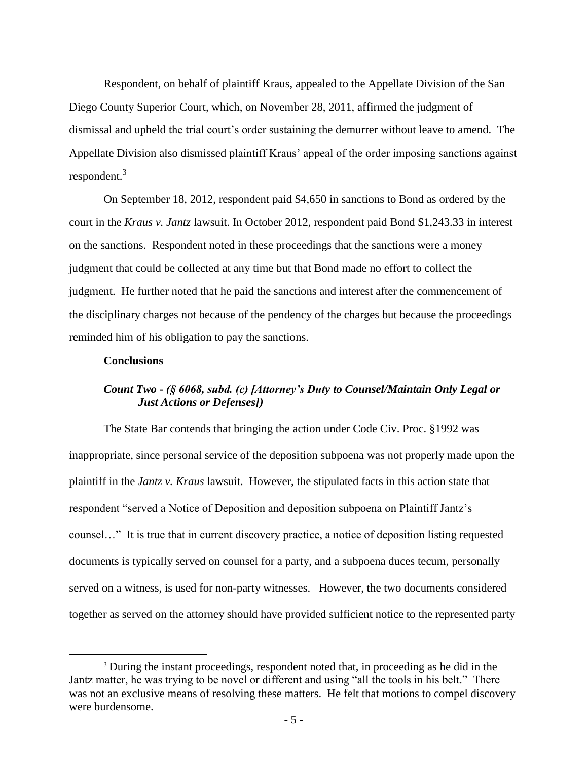Respondent, on behalf of plaintiff Kraus, appealed to the Appellate Division of the San Diego County Superior Court, which, on November 28, 2011, affirmed the judgment of dismissal and upheld the trial court's order sustaining the demurrer without leave to amend. The Appellate Division also dismissed plaintiff Kraus' appeal of the order imposing sanctions against respondent.[3]

On September 18, 2012, respondent paid $4,650 in sanctions to Bond as ordered by the court in the *Kraus v. Jantz* lawsuit. In October 2012, respondent paid Bond $1,243.33 in interest on the sanctions. Respondent noted in these proceedings that the sanctions were a money judgment that could be collected at any time but that Bond made no effort to collect the judgment. He further noted that he paid the sanctions and interest after the commencement of the disciplinary charges not because of the pendency of the charges but because the proceedings reminded him of his obligation to pay the sanctions.

**Conclusions**

***Count Two - (§ 6068, subd. (c) [Attorney's Duty to Counsel/Maintain Only Legal or Just Actions or Defenses])***

The State Bar contends that bringing the action under Code Civ. Proc. §1992 was inappropriate, since personal service of the deposition subpoena was not properly made upon the plaintiff in the *Jantz v. Kraus* lawsuit. However, the stipulated facts in this action state that respondent "served a Notice of Deposition and deposition subpoena on Plaintiff Jantz's counsel…" It is true that in current discovery practice, a notice of deposition listing requested documents is typically served on counsel for a party, and a subpoena duces tecum, personally served on a witness, is used for non-party witnesses. However, the two documents considered together as served on the attorney should have provided sufficient notice to the represented party

[3] During the instant proceedings, respondent noted that, in proceeding as he did in the Jantz matter, he was trying to be novel or different and using "all the tools in his belt." There was not an exclusive means of resolving these matters. He felt that motions to compel discovery were burdensome.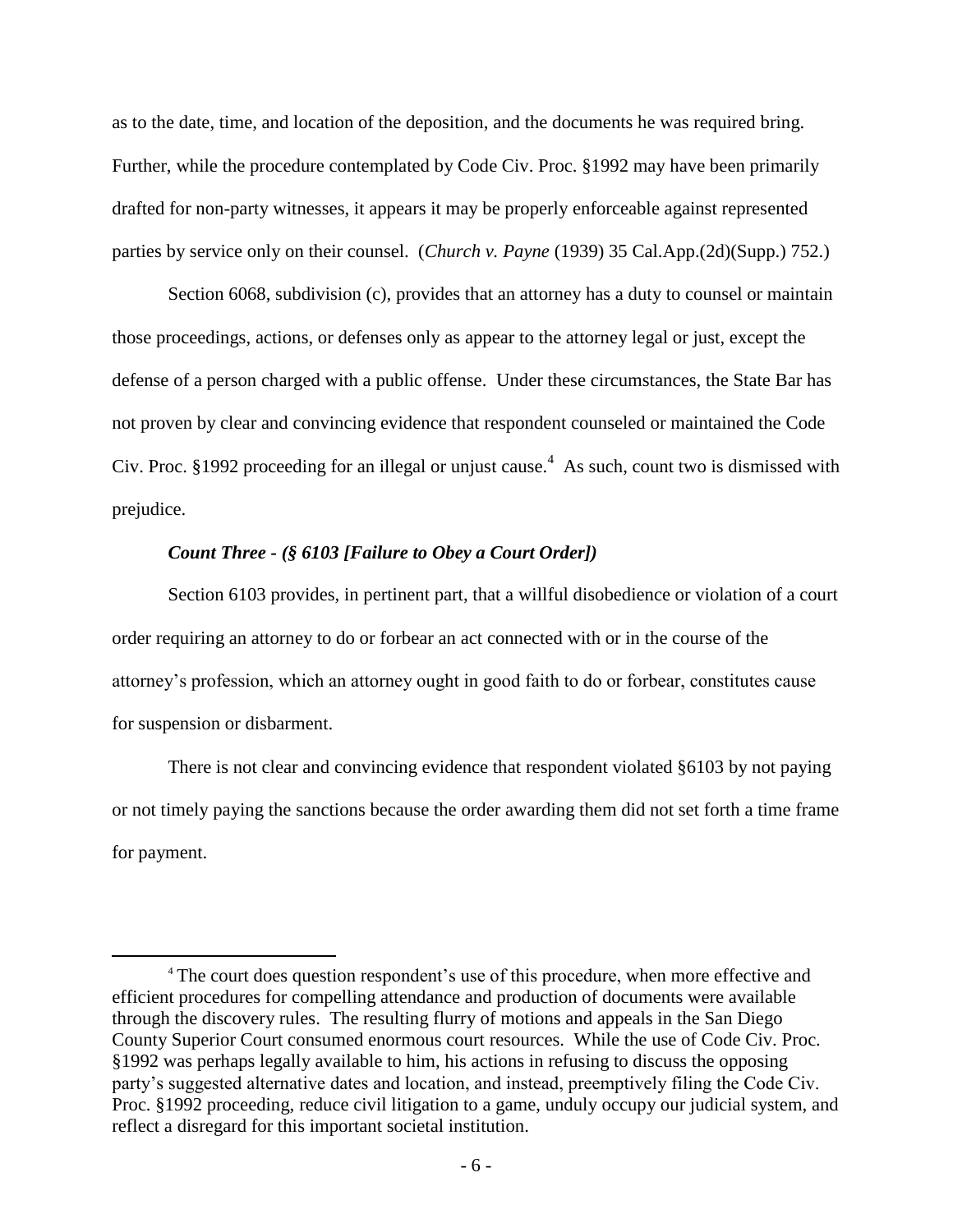as to the date, time, and location of the deposition, and the documents he was required bring. Further, while the procedure contemplated by Code Civ. Proc. §1992 may have been primarily drafted for non-party witnesses, it appears it may be properly enforceable against represented parties by service only on their counsel. (*Church v. Payne* (1939) 35 Cal.App.(2d)(Supp.) 752.)

Section 6068, subdivision (c), provides that an attorney has a duty to counsel or maintain those proceedings, actions, or defenses only as appear to the attorney legal or just, except the defense of a person charged with a public offense. Under these circumstances, the State Bar has not proven by clear and convincing evidence that respondent counseled or maintained the Code Civ. Proc. §1992 proceeding for an illegal or unjust cause.[4] As such, count two is dismissed with prejudice.

***Count Three - (§ 6103 [Failure to Obey a Court Order])***

Section 6103 provides, in pertinent part, that a willful disobedience or violation of a court order requiring an attorney to do or forbear an act connected with or in the course of the attorney's profession, which an attorney ought in good faith to do or forbear, constitutes cause for suspension or disbarment.

There is not clear and convincing evidence that respondent violated §6103 by not paying or not timely paying the sanctions because the order awarding them did not set forth a time frame for payment.

---

[4] The court does question respondent's use of this procedure, when more effective and efficient procedures for compelling attendance and production of documents were available through the discovery rules. The resulting flurry of motions and appeals in the San Diego County Superior Court consumed enormous court resources. While the use of Code Civ. Proc. §1992 was perhaps legally available to him, his actions in refusing to discuss the opposing party's suggested alternative dates and location, and instead, preemptively filing the Code Civ. Proc. §1992 proceeding, reduce civil litigation to a game, unduly occupy our judicial system, and reflect a disregard for this important societal institution.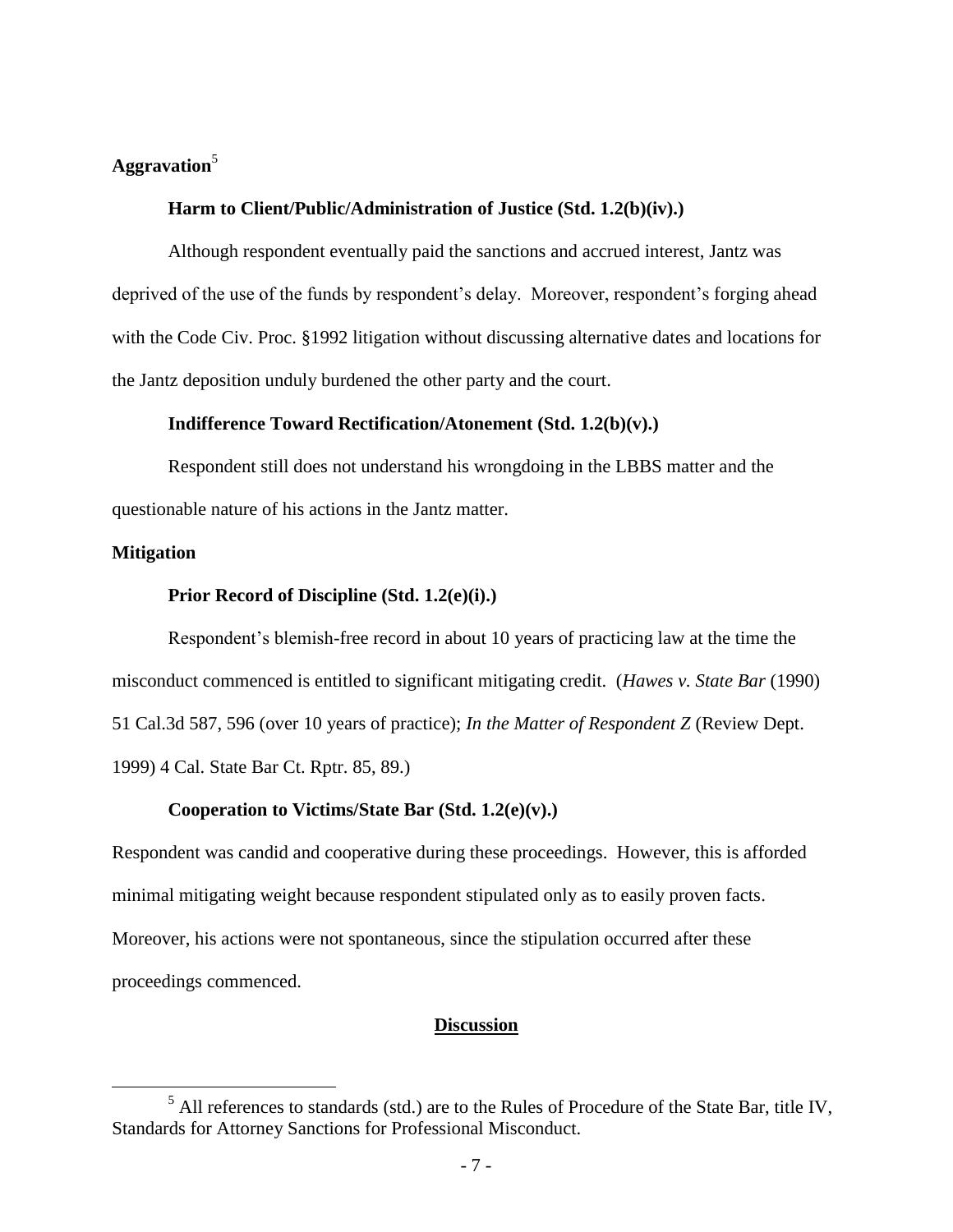**Aggravation**[5]

**Harm to Client/Public/Administration of Justice (Std. 1.2(b)(iv).)**

Although respondent eventually paid the sanctions and accrued interest, Jantz was deprived of the use of the funds by respondent's delay. Moreover, respondent's forging ahead with the Code Civ. Proc. §1992 litigation without discussing alternative dates and locations for the Jantz deposition unduly burdened the other party and the court.

**Indifference Toward Rectification/Atonement (Std. 1.2(b)(v).)**

Respondent still does not understand his wrongdoing in the LBBS matter and the questionable nature of his actions in the Jantz matter.

**Mitigation**

**Prior Record of Discipline (Std. 1.2(e)(i).)**

Respondent's blemish-free record in about 10 years of practicing law at the time the misconduct commenced is entitled to significant mitigating credit. (*Hawes v. State Bar* (1990) 51 Cal.3d 587, 596 (over 10 years of practice); *In the Matter of Respondent Z* (Review Dept. 1999) 4 Cal. State Bar Ct. Rptr. 85, 89.)

**Cooperation to Victims/State Bar (Std. 1.2(e)(v).)**

Respondent was candid and cooperative during these proceedings. However, this is afforded minimal mitigating weight because respondent stipulated only as to easily proven facts. Moreover, his actions were not spontaneous, since the stipulation occurred after these proceedings commenced.

**Discussion**

[5] All references to standards (std.) are to the Rules of Procedure of the State Bar, title IV, Standards for Attorney Sanctions for Professional Misconduct.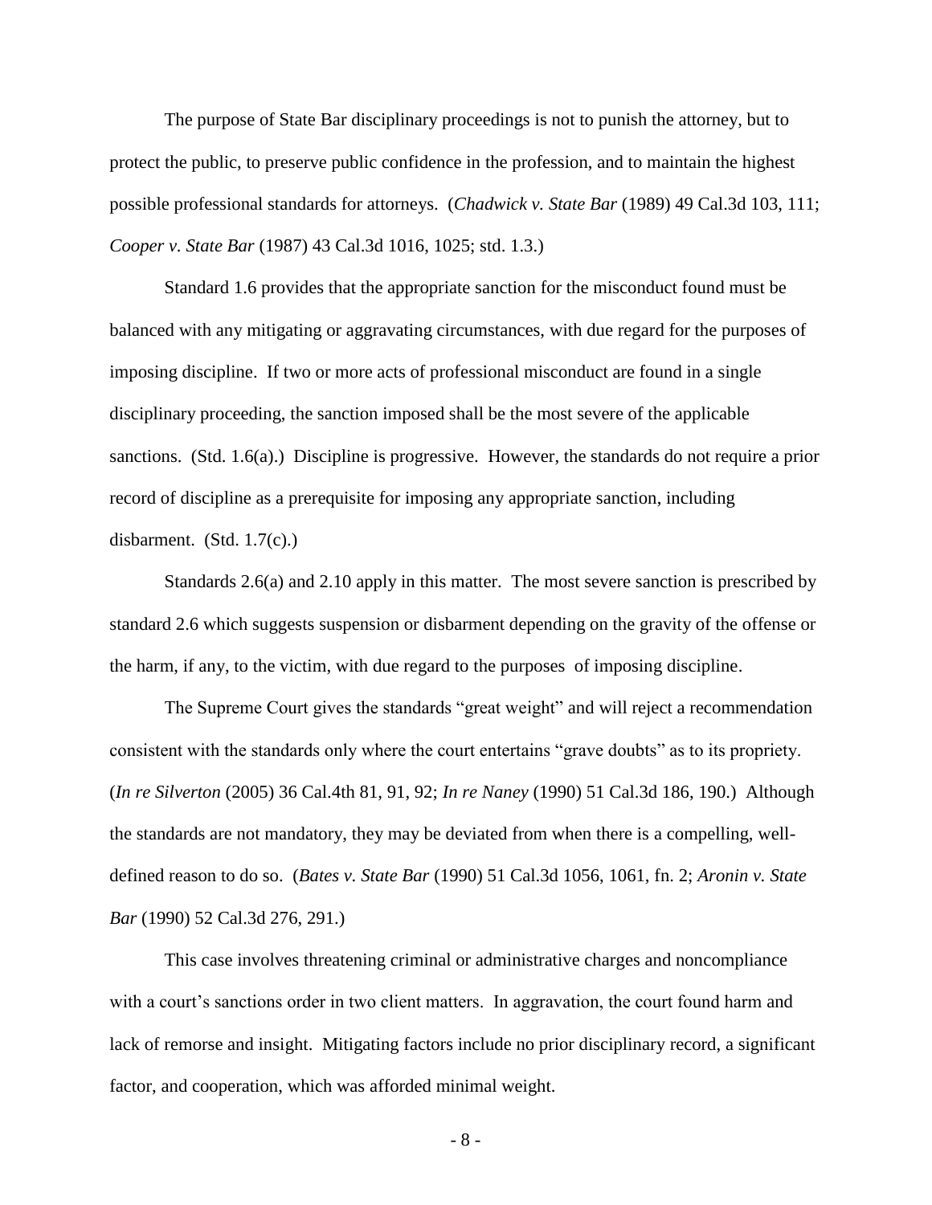The purpose of State Bar disciplinary proceedings is not to punish the attorney, but to protect the public, to preserve public confidence in the profession, and to maintain the highest possible professional standards for attorneys. (*Chadwick v. State Bar* (1989) 49 Cal.3d 103, 111; *Cooper v. State Bar* (1987) 43 Cal.3d 1016, 1025; std. 1.3.)

Standard 1.6 provides that the appropriate sanction for the misconduct found must be balanced with any mitigating or aggravating circumstances, with due regard for the purposes of imposing discipline. If two or more acts of professional misconduct are found in a single disciplinary proceeding, the sanction imposed shall be the most severe of the applicable sanctions. (Std. 1.6(a).) Discipline is progressive. However, the standards do not require a prior record of discipline as a prerequisite for imposing any appropriate sanction, including disbarment. (Std. 1.7(c).)

Standards 2.6(a) and 2.10 apply in this matter. The most severe sanction is prescribed by standard 2.6 which suggests suspension or disbarment depending on the gravity of the offense or the harm, if any, to the victim, with due regard to the purposes of imposing discipline.

The Supreme Court gives the standards "great weight" and will reject a recommendation consistent with the standards only where the court entertains "grave doubts" as to its propriety. (*In re Silverton* (2005) 36 Cal.4th 81, 91, 92; *In re Naney* (1990) 51 Cal.3d 186, 190.) Although the standards are not mandatory, they may be deviated from when there is a compelling, well-defined reason to do so. (*Bates v. State Bar* (1990) 51 Cal.3d 1056, 1061, fn. 2; *Aronin v. State Bar* (1990) 52 Cal.3d 276, 291.)

This case involves threatening criminal or administrative charges and noncompliance with a court's sanctions order in two client matters. In aggravation, the court found harm and lack of remorse and insight. Mitigating factors include no prior disciplinary record, a significant factor, and cooperation, which was afforded minimal weight.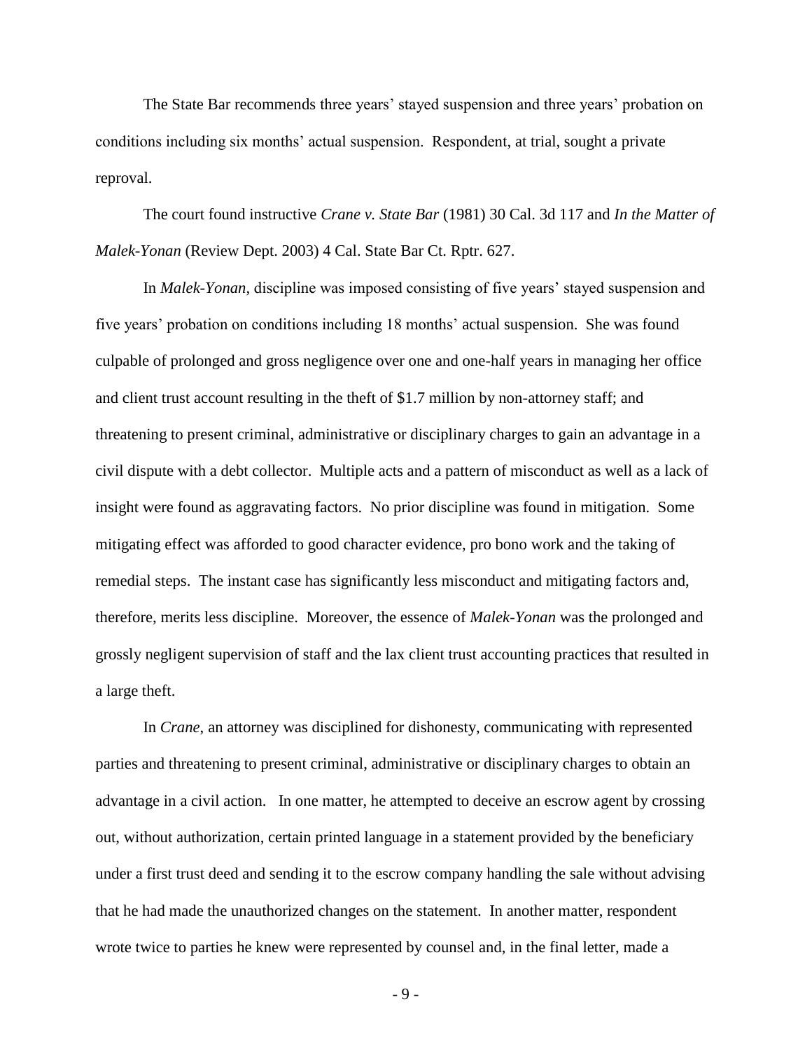The State Bar recommends three years' stayed suspension and three years' probation on conditions including six months' actual suspension. Respondent, at trial, sought a private reproval.

The court found instructive *Crane v. State Bar* (1981) 30 Cal. 3d 117 and *In the Matter of Malek-Yonan* (Review Dept. 2003) 4 Cal. State Bar Ct. Rptr. 627.

In *Malek-Yonan*, discipline was imposed consisting of five years' stayed suspension and five years' probation on conditions including 18 months' actual suspension. She was found culpable of prolonged and gross negligence over one and one-half years in managing her office and client trust account resulting in the theft of $1.7 million by non-attorney staff; and threatening to present criminal, administrative or disciplinary charges to gain an advantage in a civil dispute with a debt collector. Multiple acts and a pattern of misconduct as well as a lack of insight were found as aggravating factors. No prior discipline was found in mitigation. Some mitigating effect was afforded to good character evidence, pro bono work and the taking of remedial steps. The instant case has significantly less misconduct and mitigating factors and, therefore, merits less discipline. Moreover, the essence of *Malek-Yonan* was the prolonged and grossly negligent supervision of staff and the lax client trust accounting practices that resulted in a large theft.

In *Crane*, an attorney was disciplined for dishonesty, communicating with represented parties and threatening to present criminal, administrative or disciplinary charges to obtain an advantage in a civil action. In one matter, he attempted to deceive an escrow agent by crossing out, without authorization, certain printed language in a statement provided by the beneficiary under a first trust deed and sending it to the escrow company handling the sale without advising that he had made the unauthorized changes on the statement. In another matter, respondent wrote twice to parties he knew were represented by counsel and, in the final letter, made a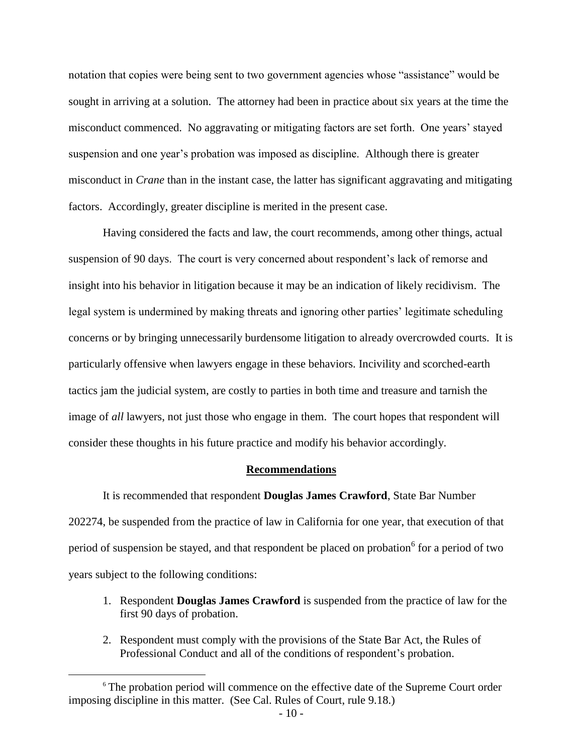notation that copies were being sent to two government agencies whose "assistance" would be sought in arriving at a solution. The attorney had been in practice about six years at the time the misconduct commenced. No aggravating or mitigating factors are set forth. One years' stayed suspension and one year's probation was imposed as discipline. Although there is greater misconduct in *Crane* than in the instant case, the latter has significant aggravating and mitigating factors. Accordingly, greater discipline is merited in the present case.

Having considered the facts and law, the court recommends, among other things, actual suspension of 90 days. The court is very concerned about respondent's lack of remorse and insight into his behavior in litigation because it may be an indication of likely recidivism. The legal system is undermined by making threats and ignoring other parties' legitimate scheduling concerns or by bringing unnecessarily burdensome litigation to already overcrowded courts. It is particularly offensive when lawyers engage in these behaviors. Incivility and scorched-earth tactics jam the judicial system, are costly to parties in both time and treasure and tarnish the image of *all* lawyers, not just those who engage in them. The court hopes that respondent will consider these thoughts in his future practice and modify his behavior accordingly.

## **Recommendations**

It is recommended that respondent **Douglas James Crawford**, State Bar Number 202274, be suspended from the practice of law in California for one year, that execution of that period of suspension be stayed, and that respondent be placed on probation[6] for a period of two years subject to the following conditions:

1. Respondent **Douglas James Crawford** is suspended from the practice of law for the first 90 days of probation.

2. Respondent must comply with the provisions of the State Bar Act, the Rules of Professional Conduct and all of the conditions of respondent's probation.

[6] The probation period will commence on the effective date of the Supreme Court order imposing discipline in this matter. (See Cal. Rules of Court, rule 9.18.)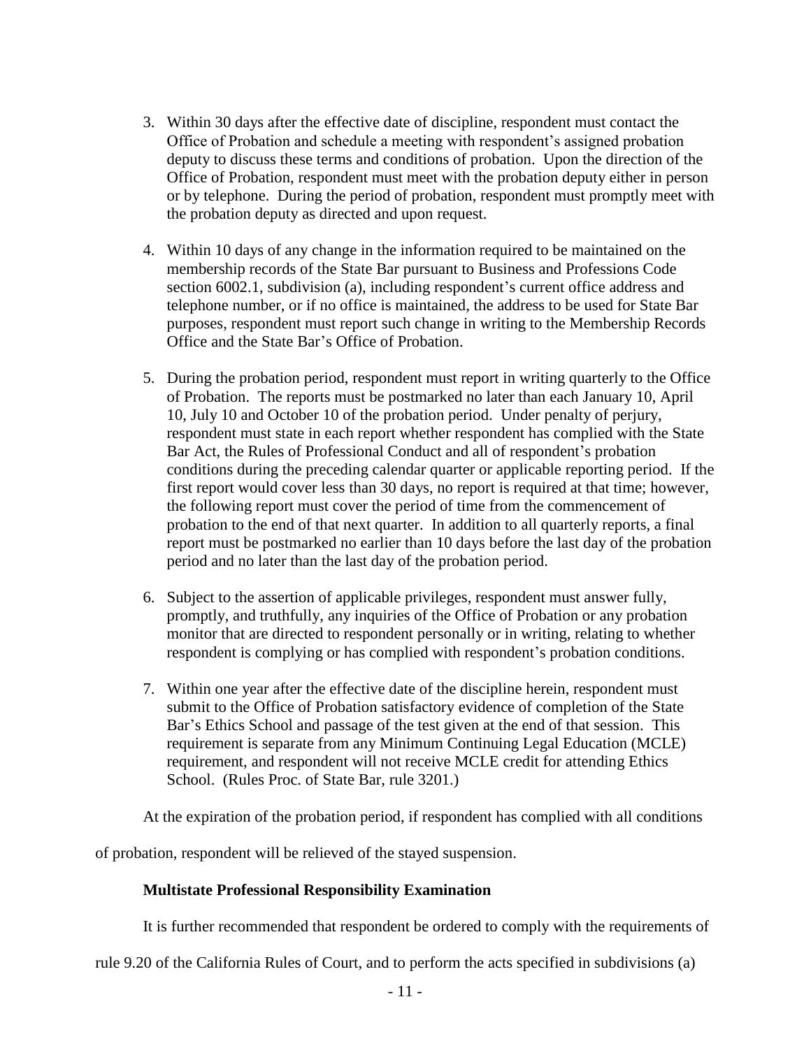3. Within 30 days after the effective date of discipline, respondent must contact the Office of Probation and schedule a meeting with respondent's assigned probation deputy to discuss these terms and conditions of probation. Upon the direction of the Office of Probation, respondent must meet with the probation deputy either in person or by telephone. During the period of probation, respondent must promptly meet with the probation deputy as directed and upon request.

4. Within 10 days of any change in the information required to be maintained on the membership records of the State Bar pursuant to Business and Professions Code section 6002.1, subdivision (a), including respondent's current office address and telephone number, or if no office is maintained, the address to be used for State Bar purposes, respondent must report such change in writing to the Membership Records Office and the State Bar's Office of Probation.

5. During the probation period, respondent must report in writing quarterly to the Office of Probation. The reports must be postmarked no later than each January 10, April 10, July 10 and October 10 of the probation period. Under penalty of perjury, respondent must state in each report whether respondent has complied with the State Bar Act, the Rules of Professional Conduct and all of respondent's probation conditions during the preceding calendar quarter or applicable reporting period. If the first report would cover less than 30 days, no report is required at that time; however, the following report must cover the period of time from the commencement of probation to the end of that next quarter. In addition to all quarterly reports, a final report must be postmarked no earlier than 10 days before the last day of the probation period and no later than the last day of the probation period.

6. Subject to the assertion of applicable privileges, respondent must answer fully, promptly, and truthfully, any inquiries of the Office of Probation or any probation monitor that are directed to respondent personally or in writing, relating to whether respondent is complying or has complied with respondent's probation conditions.

7. Within one year after the effective date of the discipline herein, respondent must submit to the Office of Probation satisfactory evidence of completion of the State Bar's Ethics School and passage of the test given at the end of that session. This requirement is separate from any Minimum Continuing Legal Education (MCLE) requirement, and respondent will not receive MCLE credit for attending Ethics School. (Rules Proc. of State Bar, rule 3201.)

At the expiration of the probation period, if respondent has complied with all conditions of probation, respondent will be relieved of the stayed suspension.

**Multistate Professional Responsibility Examination**

It is further recommended that respondent be ordered to comply with the requirements of rule 9.20 of the California Rules of Court, and to perform the acts specified in subdivisions (a)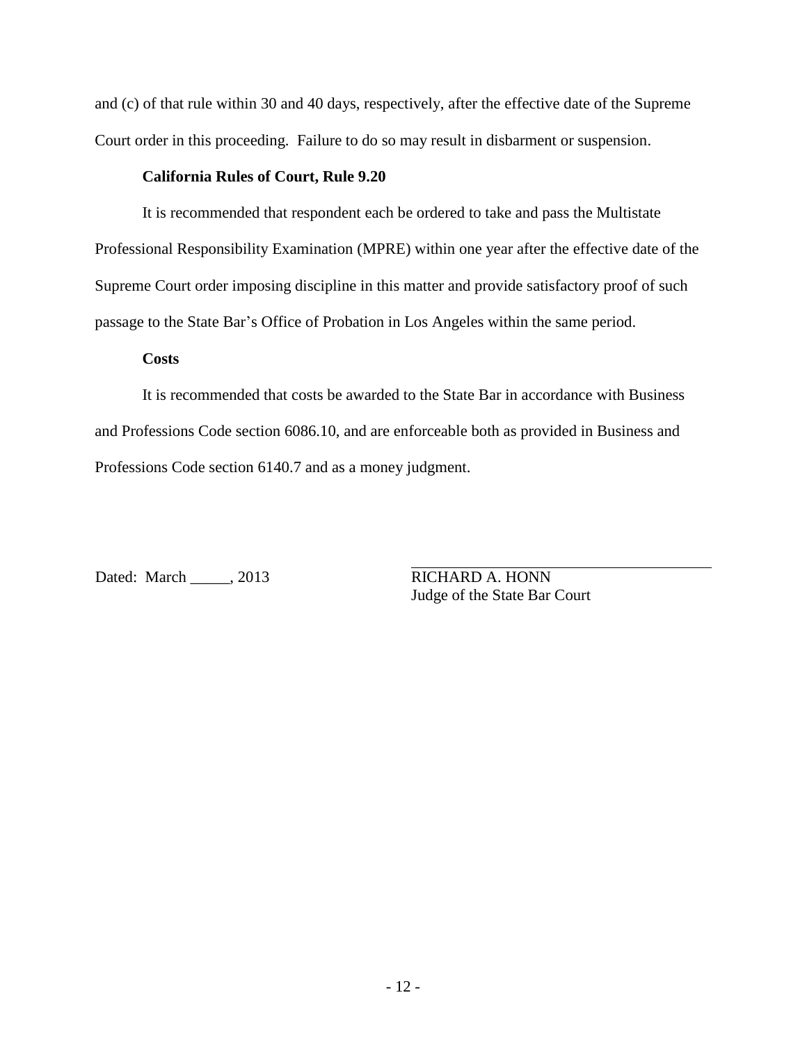and (c) of that rule within 30 and 40 days, respectively, after the effective date of the Supreme Court order in this proceeding. Failure to do so may result in disbarment or suspension.

**California Rules of Court, Rule 9.20**

It is recommended that respondent each be ordered to take and pass the Multistate Professional Responsibility Examination (MPRE) within one year after the effective date of the Supreme Court order imposing discipline in this matter and provide satisfactory proof of such passage to the State Bar's Office of Probation in Los Angeles within the same period.

**Costs**

It is recommended that costs be awarded to the State Bar in accordance with Business and Professions Code section 6086.10, and are enforceable both as provided in Business and Professions Code section 6140.7 and as a money judgment.

Dated: March _____, 2013

RICHARD A. HONN
Judge of the State Bar Court